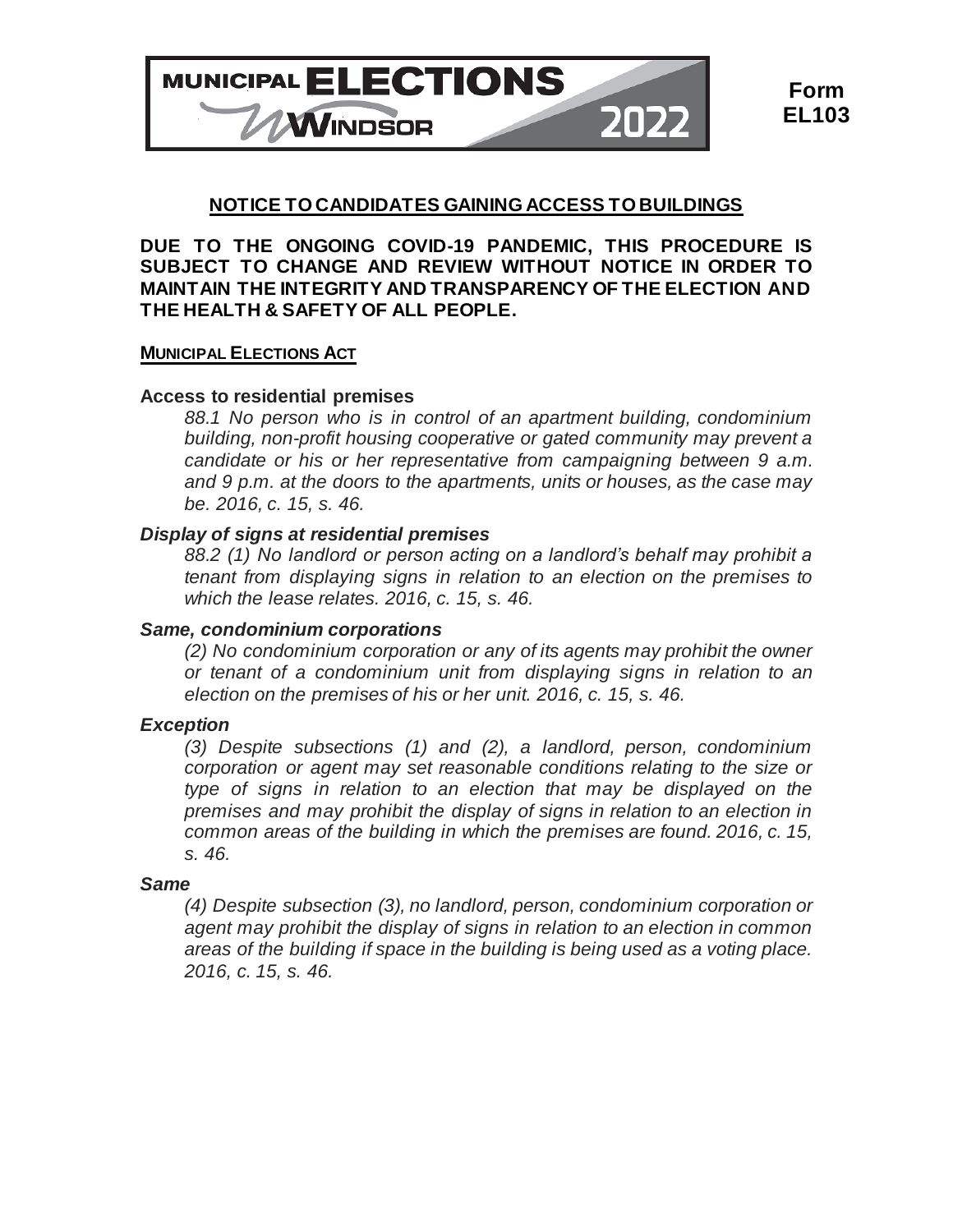MUNICIPAL ELECTIONS WINDSOR 2022

**Form EL103**

## NOTICE TO CANDIDATES GAINING ACCESS TO BUILDINGS

**DUE TO THE ONGOING COVID-19 PANDEMIC, THIS PROCEDURE IS SUBJECT TO CHANGE AND REVIEW WITHOUT NOTICE IN ORDER TO MAINTAIN THE INTEGRITY AND TRANSPARENCY OF THE ELECTION AND THE HEALTH & SAFETY OF ALL PEOPLE.**

### MUNICIPAL ELECTIONS ACT

**Access to residential premises**

*88.1 No person who is in control of an apartment building, condominium building, non-profit housing cooperative or gated community may prevent a candidate or his or her representative from campaigning between 9 a.m. and 9 p.m. at the doors to the apartments, units or houses, as the case may be. 2016, c. 15, s. 46.*

***Display of signs at residential premises***

*88.2 (1) No landlord or person acting on a landlord's behalf may prohibit a tenant from displaying signs in relation to an election on the premises to which the lease relates. 2016, c. 15, s. 46.*

***Same, condominium corporations***

*(2) No condominium corporation or any of its agents may prohibit the owner or tenant of a condominium unit from displaying signs in relation to an election on the premises of his or her unit. 2016, c. 15, s. 46.*

***Exception***

*(3) Despite subsections (1) and (2), a landlord, person, condominium corporation or agent may set reasonable conditions relating to the size or type of signs in relation to an election that may be displayed on the premises and may prohibit the display of signs in relation to an election in common areas of the building in which the premises are found. 2016, c. 15, s. 46.*

***Same***

*(4) Despite subsection (3), no landlord, person, condominium corporation or agent may prohibit the display of signs in relation to an election in common areas of the building if space in the building is being used as a voting place. 2016, c. 15, s. 46.*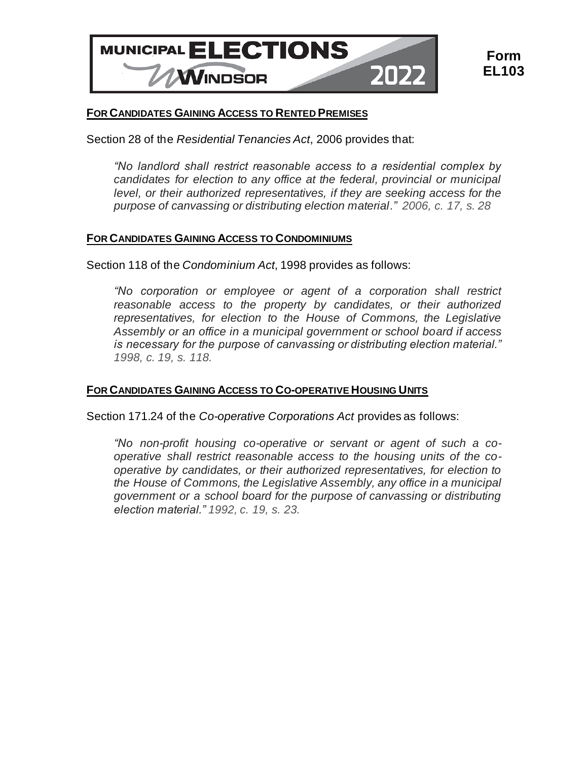**FOR CANDIDATES GAINING ACCESS TO RENTED PREMISES**

Section 28 of the *Residential Tenancies Act*, 2006 provides that:

> *"No landlord shall restrict reasonable access to a residential complex by candidates for election to any office at the federal, provincial or municipal level, or their authorized representatives, if they are seeking access for the purpose of canvassing or distributing election material." 2006, c. 17, s. 28*

**FOR CANDIDATES GAINING ACCESS TO CONDOMINIUMS**

Section 118 of the *Condominium Act*, 1998 provides as follows:

> *"No corporation or employee or agent of a corporation shall restrict reasonable access to the property by candidates, or their authorized representatives, for election to the House of Commons, the Legislative Assembly or an office in a municipal government or school board if access is necessary for the purpose of canvassing or distributing election material." 1998, c. 19, s. 118.*

**FOR CANDIDATES GAINING ACCESS TO CO-OPERATIVE HOUSING UNITS**

Section 171.24 of the *Co-operative Corporations Act* provides as follows:

> *"No non-profit housing co-operative or servant or agent of such a co-operative shall restrict reasonable access to the housing units of the co-operative by candidates, or their authorized representatives, for election to the House of Commons, the Legislative Assembly, any office in a municipal government or a school board for the purpose of canvassing or distributing election material." 1992, c. 19, s. 23.*